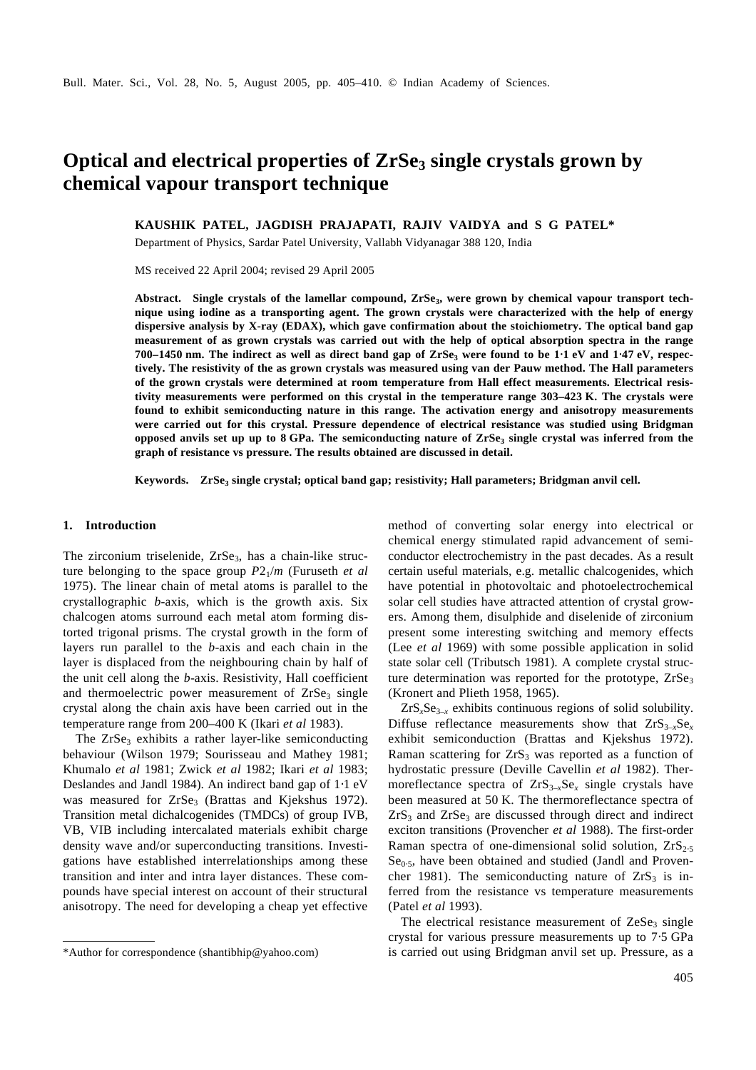# Optical and electrical properties of $ZrSe_3$ single crystals grown by chemical vapour transport technique

**KAUSHIK PATEL, JAGDISH PRAJAPATI, RAJIV VAIDYA and S G PATEL***

Department of Physics, Sardar Patel University, Vallabh Vidyanagar 388 120, India

MS received 22 April 2004; revised 29 April 2005

**Abstract.** **Single crystals of the lamellar compound, $ZrSe_3$, were grown by chemical vapour transport technique using iodine as a transporting agent. The grown crystals were characterized with the help of energy dispersive analysis by X-ray (EDAX), which gave confirmation about the stoichiometry. The optical band gap measurement of as grown crystals was carried out with the help of optical absorption spectra in the range 700–1450 nm. The indirect as well as direct band gap of $ZrSe_3$ were found to be 1·1 eV and 1·47 eV, respectively. The resistivity of the as grown crystals was measured using van der Pauw method. The Hall parameters of the grown crystals were determined at room temperature from Hall effect measurements. Electrical resistivity measurements were performed on this crystal in the temperature range 303–423 K. The crystals were found to exhibit semiconducting nature in this range. The activation energy and anisotropy measurements were carried out for this crystal. Pressure dependence of electrical resistance was studied using Bridgman opposed anvils set up up to 8 GPa. The semiconducting nature of $ZrSe_3$ single crystal was inferred from the graph of resistance vs pressure. The results obtained are discussed in detail.**

**Keywords.** **$ZrSe_3$ single crystal; optical band gap; resistivity; Hall parameters; Bridgman anvil cell.**

## 1. Introduction

The zirconium triselenide, $ZrSe_3$, has a chain-like structure belonging to the space group $P2_1/m$ (Furuseth *et al* 1975). The linear chain of metal atoms is parallel to the crystallographic *b*-axis, which is the growth axis. Six chalcogen atoms surround each metal atom forming distorted trigonal prisms. The crystal growth in the form of layers run parallel to the *b*-axis and each chain in the layer is displaced from the neighbouring chain by half of the unit cell along the *b*-axis. Resistivity, Hall coefficient and thermoelectric power measurement of $ZrSe_3$ single crystal along the chain axis have been carried out in the temperature range from 200–400 K (Ikari *et al* 1983).

The $ZrSe_3$ exhibits a rather layer-like semiconducting behaviour (Wilson 1979; Sourisseau and Mathey 1981; Khumalo *et al* 1981; Zwick *et al* 1982; Ikari *et al* 1983; Deslandes and Jandl 1984). An indirect band gap of 1·1 eV was measured for $ZrSe_3$ (Brattas and Kjekshus 1972). Transition metal dichalcogenides (TMDCs) of group IVB, VB, VIB including intercalated materials exhibit charge density wave and/or superconducting transitions. Investigations have established interrelationships among these transition and inter and intra layer distances. These compounds have special interest on account of their structural anisotropy. The need for developing a cheap yet effective method of converting solar energy into electrical or chemical energy stimulated rapid advancement of semiconductor electrochemistry in the past decades. As a result certain useful materials, e.g. metallic chalcogenides, which have potential in photovoltaic and photoelectrochemical solar cell studies have attracted attention of crystal growers. Among them, disulphide and diselenide of zirconium present some interesting switching and memory effects (Lee *et al* 1969) with some possible application in solid state solar cell (Tributsch 1981). A complete crystal structure determination was reported for the prototype, $ZrSe_3$ (Kronert and Plieth 1958, 1965).

$ZrS_xSe_{3-x}$ exhibits continuous regions of solid solubility. Diffuse reflectance measurements show that $ZrS_{3-x}Se_x$ exhibit semiconduction (Brattas and Kjekshus 1972). Raman scattering for $ZrS_3$ was reported as a function of hydrostatic pressure (Deville Cavellin *et al* 1982). Thermoreflectance spectra of $ZrS_{3-x}Se_x$ single crystals have been measured at 50 K. The thermoreflectance spectra of $ZrS_3$ and $ZrSe_3$ are discussed through direct and indirect exciton transitions (Provencher *et al* 1988). The first-order Raman spectra of one-dimensional solid solution, $ZrS_{2·5}Se_{0·5}$, have been obtained and studied (Jandl and Provencher 1981). The semiconducting nature of $ZrS_3$ is inferred from the resistance vs temperature measurements (Patel *et al* 1993).

The electrical resistance measurement of $ZeSe_3$ single crystal for various pressure measurements up to 7·5 GPa is carried out using Bridgman anvil set up. Pressure, as a

*Author for correspondence (shantibhip@yahoo.com)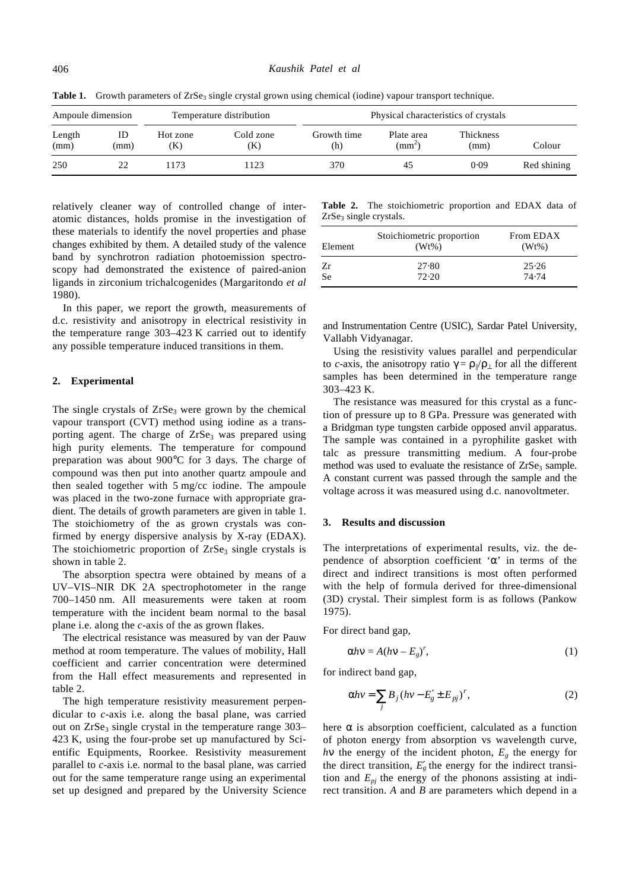**Table 1.** Growth parameters of $ZrSe_3$ single crystal grown using chemical (iodine) vapour transport technique.

| Ampoule dimension | | Temperature distribution | | Physical characteristics of crystals | | | |
|---|---|---|---|---|---|---|---|
| Length (mm) | ID (mm) | Hot zone (K) | Cold zone (K) | Growth time (h) | Plate area ($mm^2$) | Thickness (mm) | Colour |
| 250 | 22 | 1173 | 1123 | 370 | 45 | 0·09 | Red shining |

relatively cleaner way of controlled change of interatomic distances, holds promise in the investigation of these materials to identify the novel properties and phase changes exhibited by them. A detailed study of the valence band by synchrotron radiation photoemission spectroscopy had demonstrated the existence of paired-anion ligands in zirconium trichalcogenides (Margaritondo *et al* 1980).

In this paper, we report the growth, measurements of d.c. resistivity and anisotropy in electrical resistivity in the temperature range 303–423 K carried out to identify any possible temperature induced transitions in them.

## 2. Experimental

The single crystals of $ZrSe_3$ were grown by the chemical vapour transport (CVT) method using iodine as a transporting agent. The charge of $ZrSe_3$ was prepared using high purity elements. The temperature for compound preparation was about 900°C for 3 days. The charge of compound was then put into another quartz ampoule and then sealed together with 5 mg/cc iodine. The ampoule was placed in the two-zone furnace with appropriate gradient. The details of growth parameters are given in table 1. The stoichiometry of the as grown crystals was confirmed by energy dispersive analysis by X-ray (EDAX). The stoichiometric proportion of $ZrSe_3$ single crystals is shown in table 2.

**Table 2.** The stoichiometric proportion and EDAX data of $ZrSe_3$ single crystals.

| Element | Stoichiometric proportion (Wt%) | From EDAX (Wt%) |
|---|---|---|
| Zr | 27·80 | 25·26 |
| Se | 72·20 | 74·74 |

The absorption spectra were obtained by means of a UV–VIS–NIR DK 2A spectrophotometer in the range 700–1450 nm. All measurements were taken at room temperature with the incident beam normal to the basal plane i.e. along the *c*-axis of the as grown flakes.

The electrical resistance was measured by van der Pauw method at room temperature. The values of mobility, Hall coefficient and carrier concentration were determined from the Hall effect measurements and represented in table 2.

The high temperature resistivity measurement perpendicular to *c*-axis i.e. along the basal plane, was carried out on $ZrSe_3$ single crystal in the temperature range 303–423 K, using the four-probe set up manufactured by Scientific Equipments, Roorkee. Resistivity measurement parallel to *c*-axis i.e. normal to the basal plane, was carried out for the same temperature range using an experimental set up designed and prepared by the University Science and Instrumentation Centre (USIC), Sardar Patel University, Vallabh Vidyanagar.

Using the resistivity values parallel and perpendicular to *c*-axis, the anisotropy ratio $\gamma = \rho_{\|}/\rho_{\perp}$ for all the different samples has been determined in the temperature range 303–423 K.

The resistance was measured for this crystal as a function of pressure up to 8 GPa. Pressure was generated with a Bridgman type tungsten carbide opposed anvil apparatus. The sample was contained in a pyrophilite gasket with talc as pressure transmitting medium. A four-probe method was used to evaluate the resistance of $ZrSe_3$ sample. A constant current was passed through the sample and the voltage across it was measured using d.c. nanovoltmeter.

## 3. Results and discussion

The interpretations of experimental results, viz. the dependence of absorption coefficient '$\alpha$' in terms of the direct and indirect transitions is most often performed with the help of formula derived for three-dimensional (3D) crystal. Their simplest form is as follows (Pankow 1975).

For direct band gap,

$$\alpha h\nu = A(h\nu - E_g)^r, \tag{1}$$

for indirect band gap,

$$\alpha h\nu = \sum_j B_j (h\nu - E_g' \pm E_{pj})^r, \tag{2}$$

here $\alpha$ is absorption coefficient, calculated as a function of photon energy from absorption vs wavelength curve, $h\nu$ the energy of the incident photon, $E_g$ the energy for the direct transition, $E_g'$ the energy for the indirect transition and $E_{pj}$ the energy of the phonons assisting at indirect transition. $A$ and $B$ are parameters which depend in a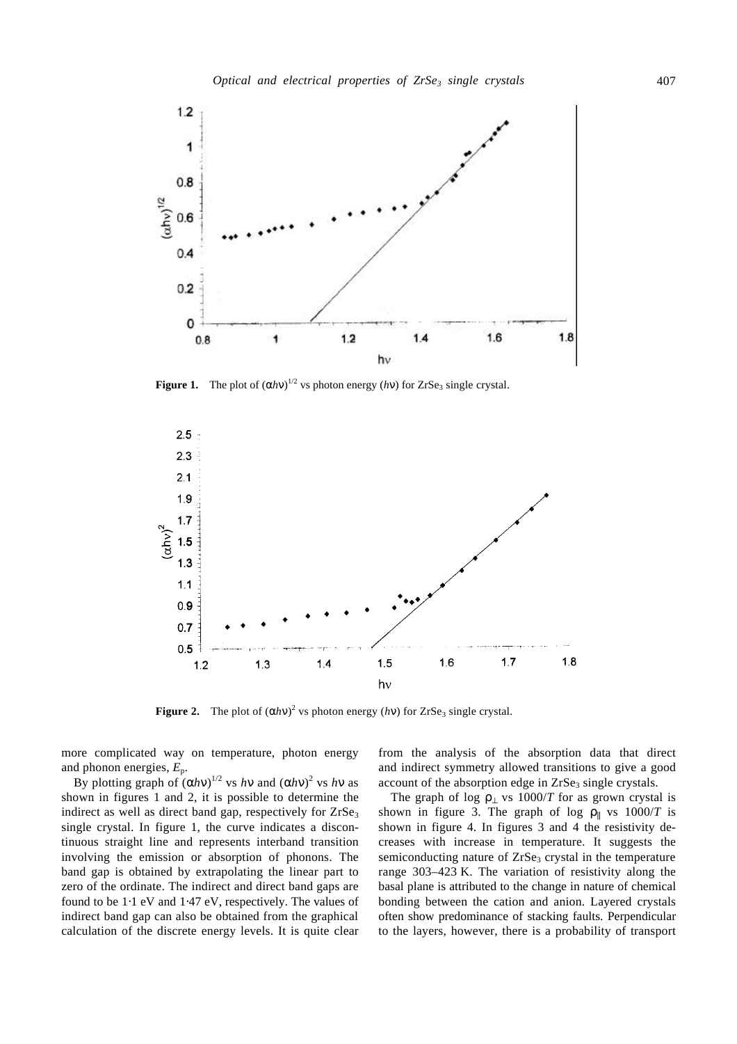**Figure 1.** The plot of $(\alpha h\nu)^{1/2}$ vs photon energy ($h\nu$) for $ZrSe_3$ single crystal.

**Figure 2.** The plot of $(\alpha h\nu)^2$ vs photon energy ($h\nu$) for $ZrSe_3$ single crystal.

more complicated way on temperature, photon energy and phonon energies, $E_p$.

By plotting graph of $(\alpha h\nu)^{1/2}$ vs $h\nu$ and $(\alpha h\nu)^2$ vs $h\nu$ as shown in figures 1 and 2, it is possible to determine the indirect as well as direct band gap, respectively for $ZrSe_3$ single crystal. In figure 1, the curve indicates a discontinuous straight line and represents interband transition involving the emission or absorption of phonons. The band gap is obtained by extrapolating the linear part to zero of the ordinate. The indirect and direct band gaps are found to be 1·1 eV and 1·47 eV, respectively. The values of indirect band gap can also be obtained from the graphical calculation of the discrete energy levels. It is quite clear from the analysis of the absorption data that direct and indirect symmetry allowed transitions to give a good account of the absorption edge in $ZrSe_3$ single crystals.

The graph of log $\rho_\perp$ vs $1000/T$ for as grown crystal is shown in figure 3. The graph of log $\rho_\parallel$ vs $1000/T$ is shown in figure 4. In figures 3 and 4 the resistivity decreases with increase in temperature. It suggests the semiconducting nature of $ZrSe_3$ crystal in the temperature range 303–423 K. The variation of resistivity along the basal plane is attributed to the change in nature of chemical bonding between the cation and anion. Layered crystals often show predominance of stacking faults. Perpendicular to the layers, however, there is a probability of transport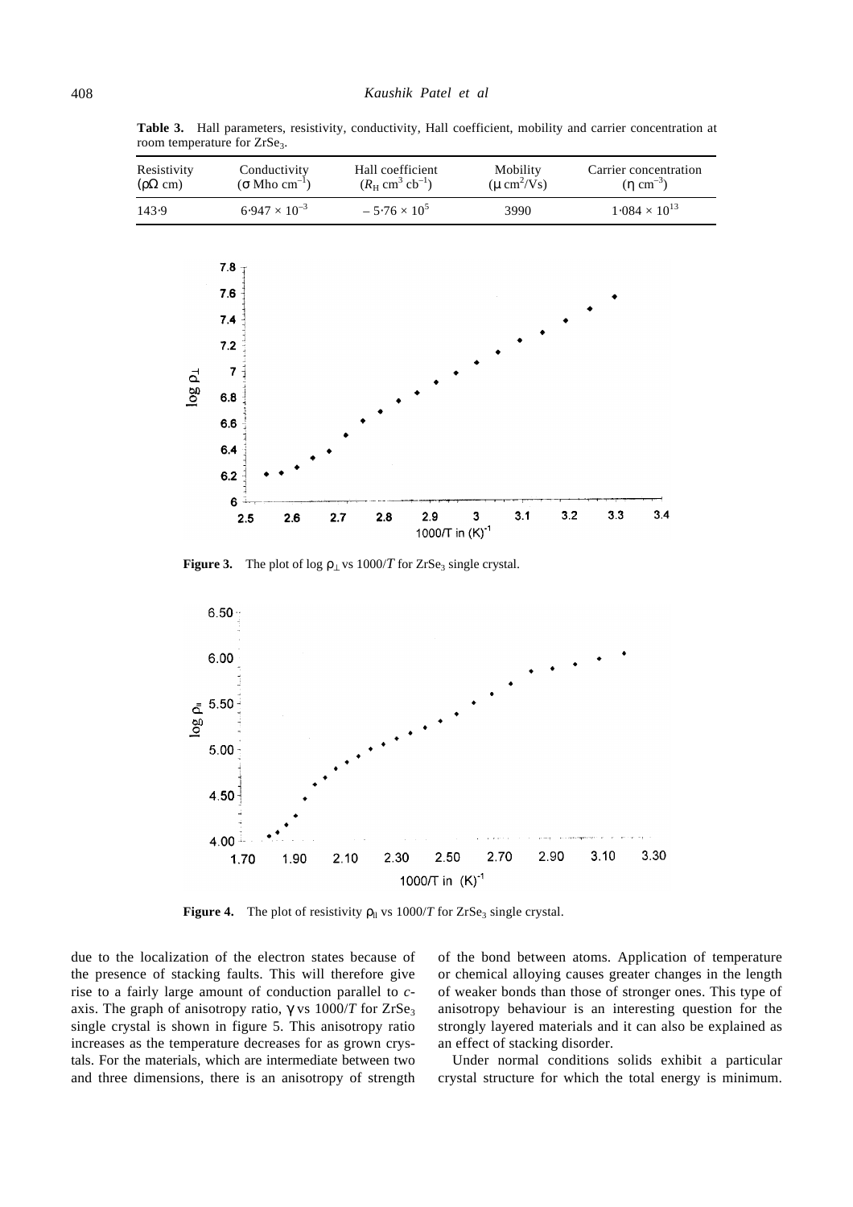**Table 3.** Hall parameters, resistivity, conductivity, Hall coefficient, mobility and carrier concentration at room temperature for $ZrSe_3$.

| Resistivity ($\rho\Omega$ cm) | Conductivity ($\sigma$ Mho cm$^{-1}$) | Hall coefficient ($R_H$ cm$^3$ cb$^{-1}$) | Mobility ($\mu$ cm$^2$/Vs) | Carrier concentration ($\eta$ cm$^{-3}$) |
|---|---|---|---|---|
| 143·9 | $6{\cdot}947 \times 10^{-3}$ | $-5{\cdot}76 \times 10^{5}$ | 3990 | $1{\cdot}084 \times 10^{13}$ |

**Figure 3.** The plot of log $\rho_\perp$ vs $1000/T$ for $ZrSe_3$ single crystal.

**Figure 4.** The plot of resistivity $\rho_\parallel$ vs $1000/T$ for $ZrSe_3$ single crystal.

due to the localization of the electron states because of the presence of stacking faults. This will therefore give rise to a fairly large amount of conduction parallel to *c*-axis. The graph of anisotropy ratio, $\gamma$ vs $1000/T$ for $ZrSe_3$ single crystal is shown in figure 5. This anisotropy ratio increases as the temperature decreases for as grown crystals. For the materials, which are intermediate between two and three dimensions, there is an anisotropy of strength of the bond between atoms. Application of temperature or chemical alloying causes greater changes in the length of weaker bonds than those of stronger ones. This type of anisotropy behaviour is an interesting question for the strongly layered materials and it can also be explained as an effect of stacking disorder.

Under normal conditions solids exhibit a particular crystal structure for which the total energy is minimum.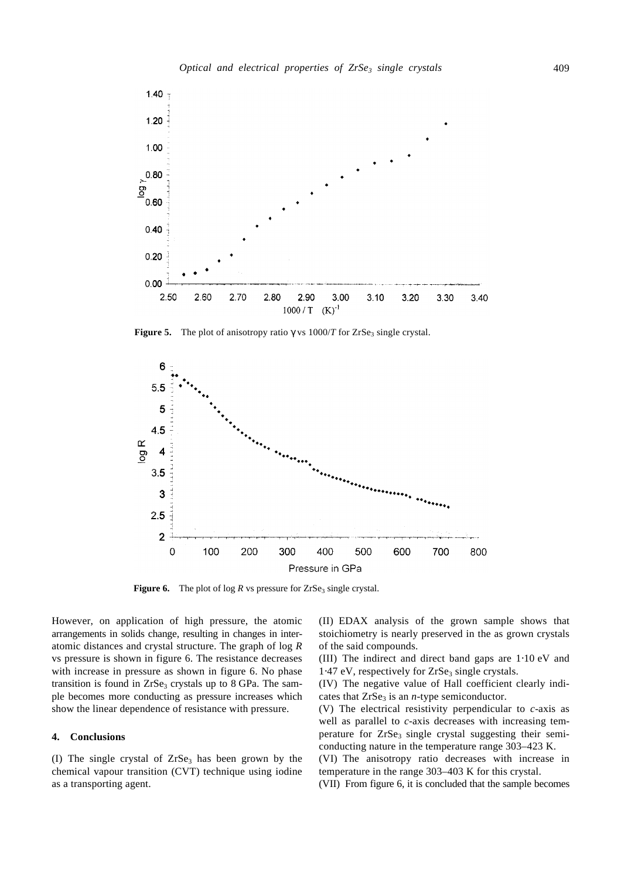**Figure 5.** The plot of anisotropy ratio γ vs 1000/$T$ for $ZrSe_3$ single crystal.

**Figure 6.** The plot of log $R$ vs pressure for $ZrSe_3$ single crystal.

However, on application of high pressure, the atomic arrangements in solids change, resulting in changes in interatomic distances and crystal structure. The graph of log $R$ vs pressure is shown in figure 6. The resistance decreases with increase in pressure as shown in figure 6. No phase transition is found in $ZrSe_3$ crystals up to 8 GPa. The sample becomes more conducting as pressure increases which show the linear dependence of resistance with pressure.

## 4. Conclusions

(I) The single crystal of $ZrSe_3$ has been grown by the chemical vapour transition (CVT) technique using iodine as a transporting agent.

(II) EDAX analysis of the grown sample shows that stoichiometry is nearly preserved in the as grown crystals of the said compounds.

(III) The indirect and direct band gaps are 1·10 eV and 1·47 eV, respectively for $ZrSe_3$ single crystals.

(IV) The negative value of Hall coefficient clearly indicates that $ZrSe_3$ is an $n$-type semiconductor.

(V) The electrical resistivity perpendicular to $c$-axis as well as parallel to $c$-axis decreases with increasing temperature for $ZrSe_3$ single crystal suggesting their semiconducting nature in the temperature range 303–423 K.

(VI) The anisotropy ratio decreases with increase in temperature in the range 303–403 K for this crystal.

(VII) From figure 6, it is concluded that the sample becomes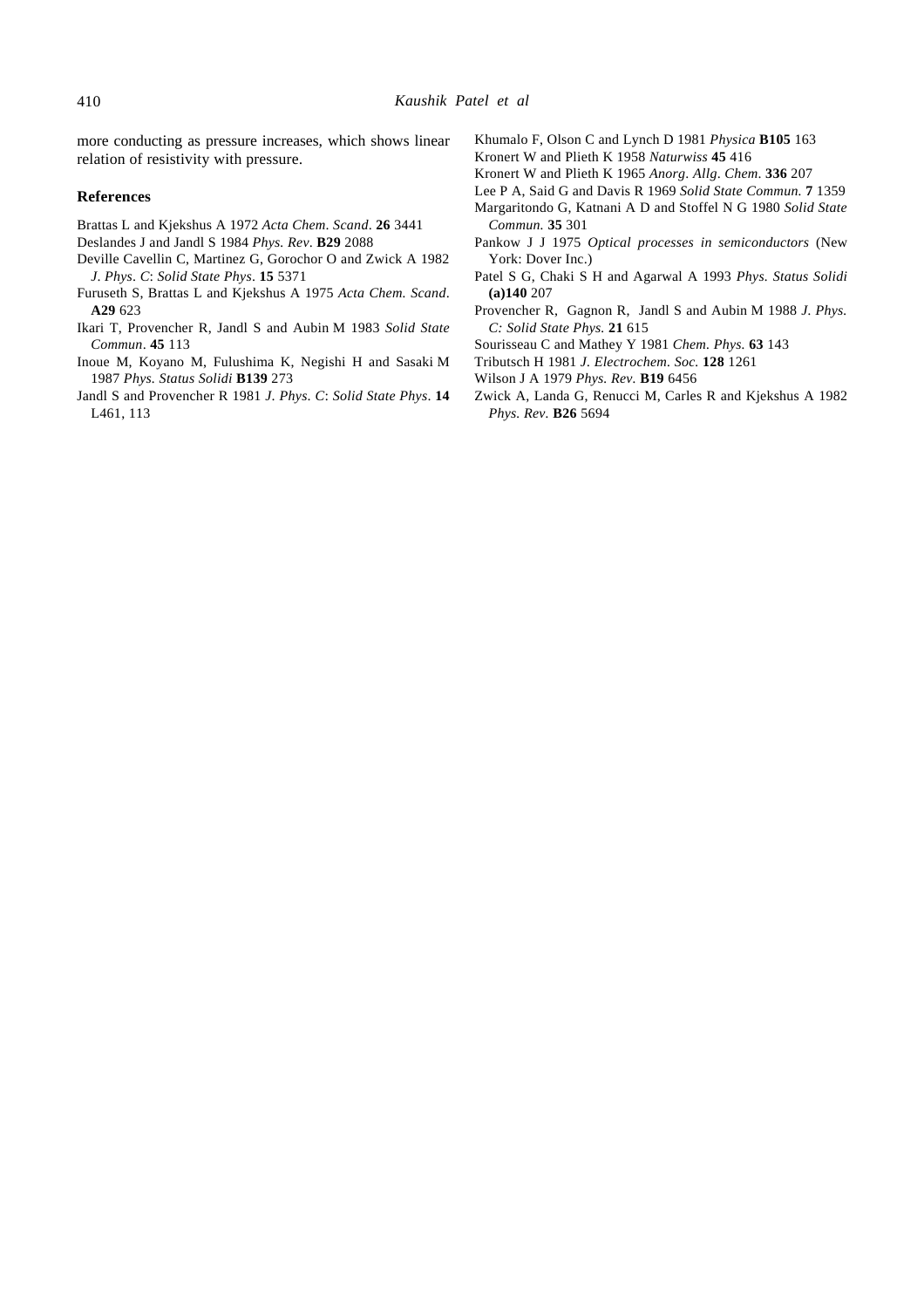more conducting as pressure increases, which shows linear relation of resistivity with pressure.

## References

Brattas L and Kjekshus A 1972 *Acta Chem. Scand.* **26** 3441

Deslandes J and Jandl S 1984 *Phys. Rev.* **B29** 2088

Deville Cavellin C, Martinez G, Gorochor O and Zwick A 1982 *J. Phys. C: Solid State Phys.* **15** 5371

Furuseth S, Brattas L and Kjekshus A 1975 *Acta Chem. Scand.* **A29** 623

Ikari T, Provencher R, Jandl S and Aubin M 1983 *Solid State Commun.* **45** 113

Inoue M, Koyano M, Fulushima K, Negishi H and Sasaki M 1987 *Phys. Status Solidi* **B139** 273

Jandl S and Provencher R 1981 *J. Phys. C: Solid State Phys.* **14** L461, 113

Khumalo F, Olson C and Lynch D 1981 *Physica* **B105** 163

Kronert W and Plieth K 1958 *Naturwiss* **45** 416

Kronert W and Plieth K 1965 *Anorg. Allg. Chem.* **336** 207

Lee P A, Said G and Davis R 1969 *Solid State Commun.* **7** 1359

Margaritondo G, Katnani A D and Stoffel N G 1980 *Solid State Commun.* **35** 301

Pankow J J 1975 *Optical processes in semiconductors* (New York: Dover Inc.)

Patel S G, Chaki S H and Agarwal A 1993 *Phys. Status Solidi* **(a)140** 207

Provencher R, Gagnon R, Jandl S and Aubin M 1988 *J. Phys. C: Solid State Phys.* **21** 615

Sourisseau C and Mathey Y 1981 *Chem. Phys.* **63** 143

Tributsch H 1981 *J. Electrochem. Soc.* **128** 1261

Wilson J A 1979 *Phys. Rev.* **B19** 6456

Zwick A, Landa G, Renucci M, Carles R and Kjekshus A 1982 *Phys. Rev.* **B26** 5694